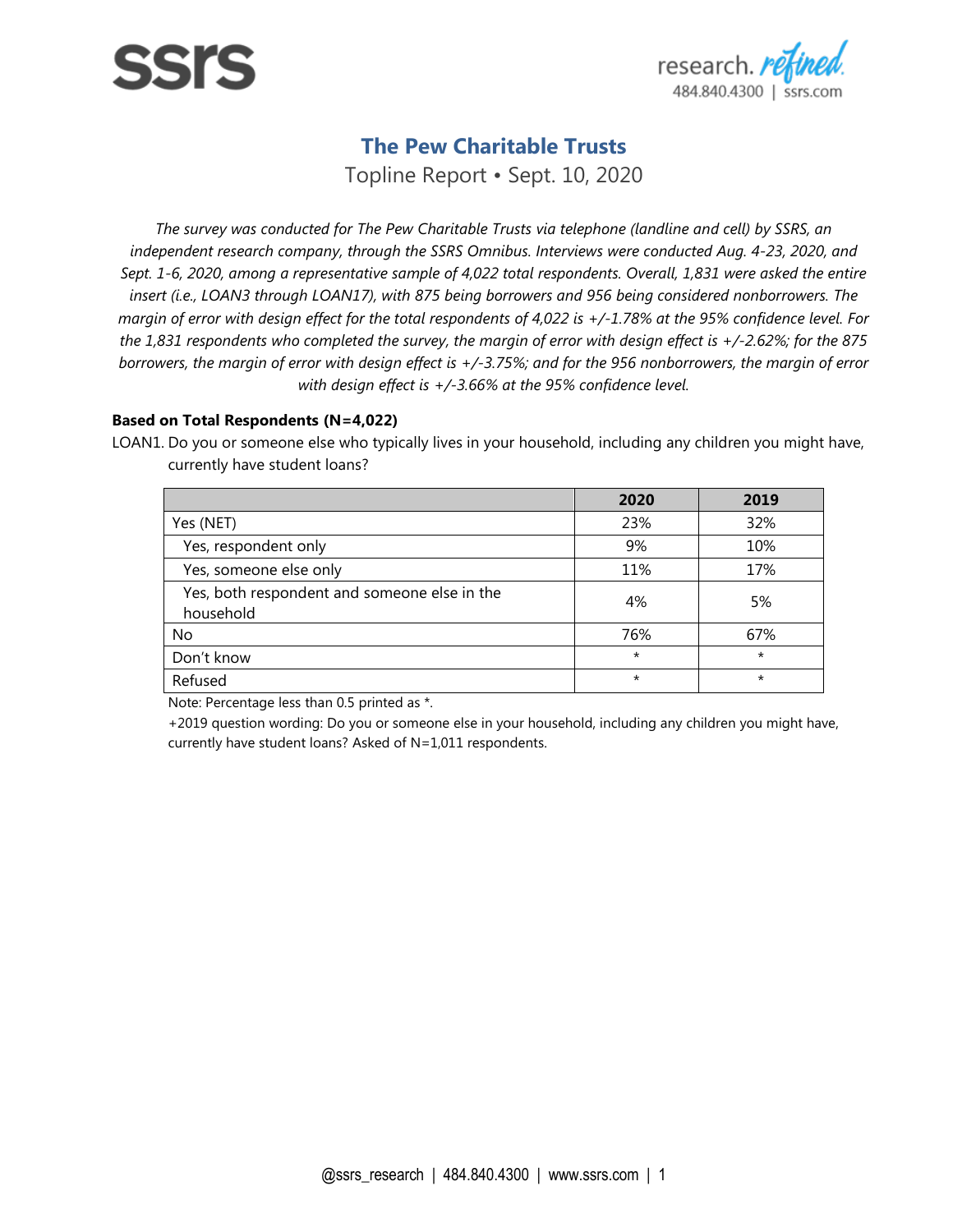# The Pew Charitable Trusts

Topline Report • Sept. 10, 2020

*The survey was conducted for The Pew Charitable Trusts via telephone (landline and cell) by SSRS, an independent research company, through the SSRS Omnibus. Interviews were conducted Aug. 4-23, 2020, and Sept. 1-6, 2020, among a representative sample of 4,022 total respondents. Overall, 1,831 were asked the entire insert (i.e., LOAN3 through LOAN17), with 875 being borrowers and 956 being considered nonborrowers. The margin of error with design effect for the total respondents of 4,022 is +/-1.78% at the 95% confidence level. For the 1,831 respondents who completed the survey, the margin of error with design effect is +/-2.62%; for the 875 borrowers, the margin of error with design effect is +/-3.75%; and for the 956 nonborrowers, the margin of error with design effect is +/-3.66% at the 95% confidence level.*

**Based on Total Respondents (N=4,022)**

LOAN1. Do you or someone else who typically lives in your household, including any children you might have, currently have student loans?

| | 2020 | 2019 |
|---|---|---|
| Yes (NET) | 23% | 32% |
| Yes, respondent only | 9% | 10% |
| Yes, someone else only | 11% | 17% |
| Yes, both respondent and someone else in the household | 4% | 5% |
| No | 76% | 67% |
| Don't know | * | * |
| Refused | * | * |

Note: Percentage less than 0.5 printed as *.

+2019 question wording: Do you or someone else in your household, including any children you might have, currently have student loans? Asked of N=1,011 respondents.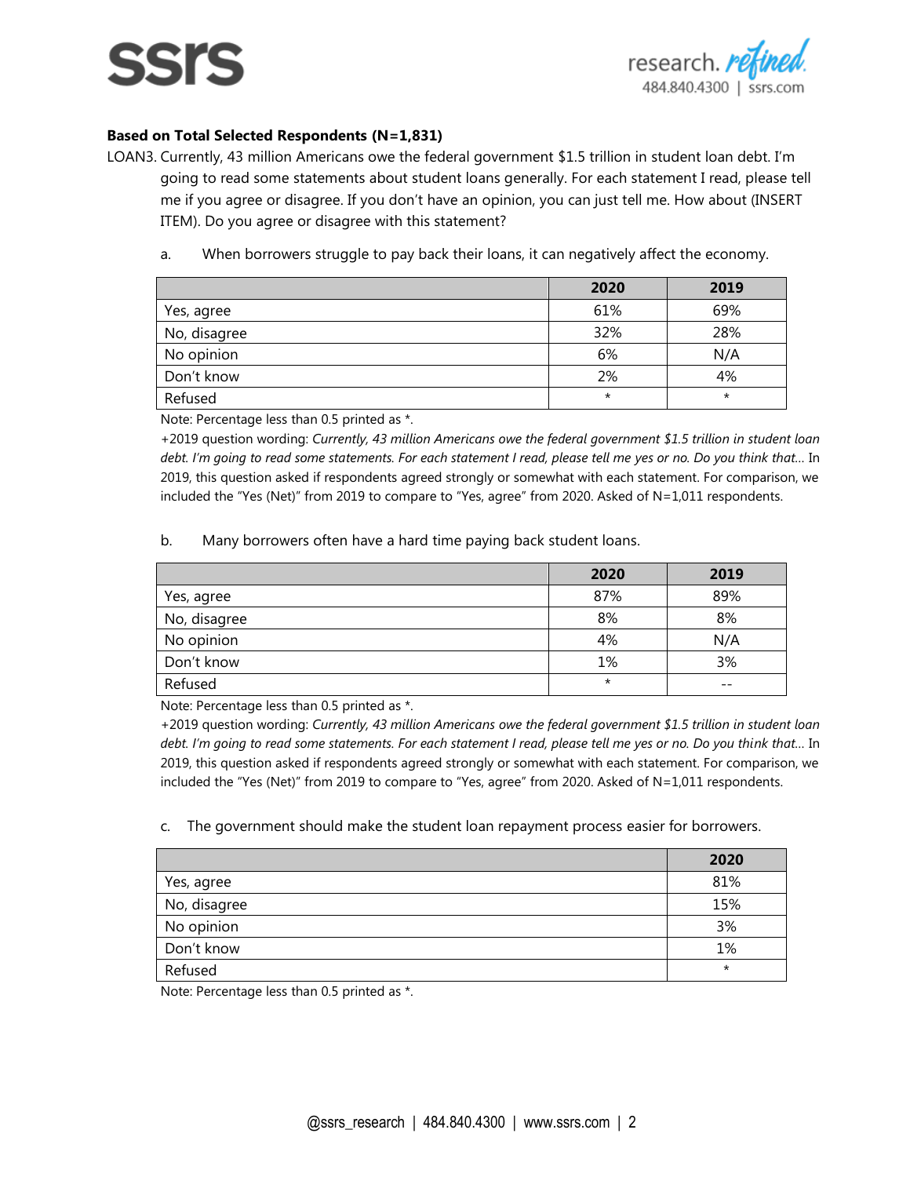**Based on Total Selected Respondents (N=1,831)**

LOAN3. Currently, 43 million Americans owe the federal government $1.5 trillion in student loan debt. I'm going to read some statements about student loans generally. For each statement I read, please tell me if you agree or disagree. If you don't have an opinion, you can just tell me. How about (INSERT ITEM). Do you agree or disagree with this statement?

a. When borrowers struggle to pay back their loans, it can negatively affect the economy.

| | 2020 | 2019 |
|---|---|---|
| Yes, agree | 61% | 69% |
| No, disagree | 32% | 28% |
| No opinion | 6% | N/A |
| Don't know | 2% | 4% |
| Refused | * | * |

Note: Percentage less than 0.5 printed as *.

+2019 question wording: *Currently, 43 million Americans owe the federal government $1.5 trillion in student loan debt. I'm going to read some statements. For each statement I read, please tell me yes or no. Do you think that…* In 2019, this question asked if respondents agreed strongly or somewhat with each statement. For comparison, we included the "Yes (Net)" from 2019 to compare to "Yes, agree" from 2020. Asked of N=1,011 respondents.

b. Many borrowers often have a hard time paying back student loans.

| | 2020 | 2019 |
|---|---|---|
| Yes, agree | 87% | 89% |
| No, disagree | 8% | 8% |
| No opinion | 4% | N/A |
| Don't know | 1% | 3% |
| Refused | * | -- |

Note: Percentage less than 0.5 printed as *.

+2019 question wording: *Currently, 43 million Americans owe the federal government $1.5 trillion in student loan debt. I'm going to read some statements. For each statement I read, please tell me yes or no. Do you think that…* In 2019, this question asked if respondents agreed strongly or somewhat with each statement. For comparison, we included the "Yes (Net)" from 2019 to compare to "Yes, agree" from 2020. Asked of N=1,011 respondents.

c. The government should make the student loan repayment process easier for borrowers.

| | 2020 |
|---|---|
| Yes, agree | 81% |
| No, disagree | 15% |
| No opinion | 3% |
| Don't know | 1% |
| Refused | * |

Note: Percentage less than 0.5 printed as *.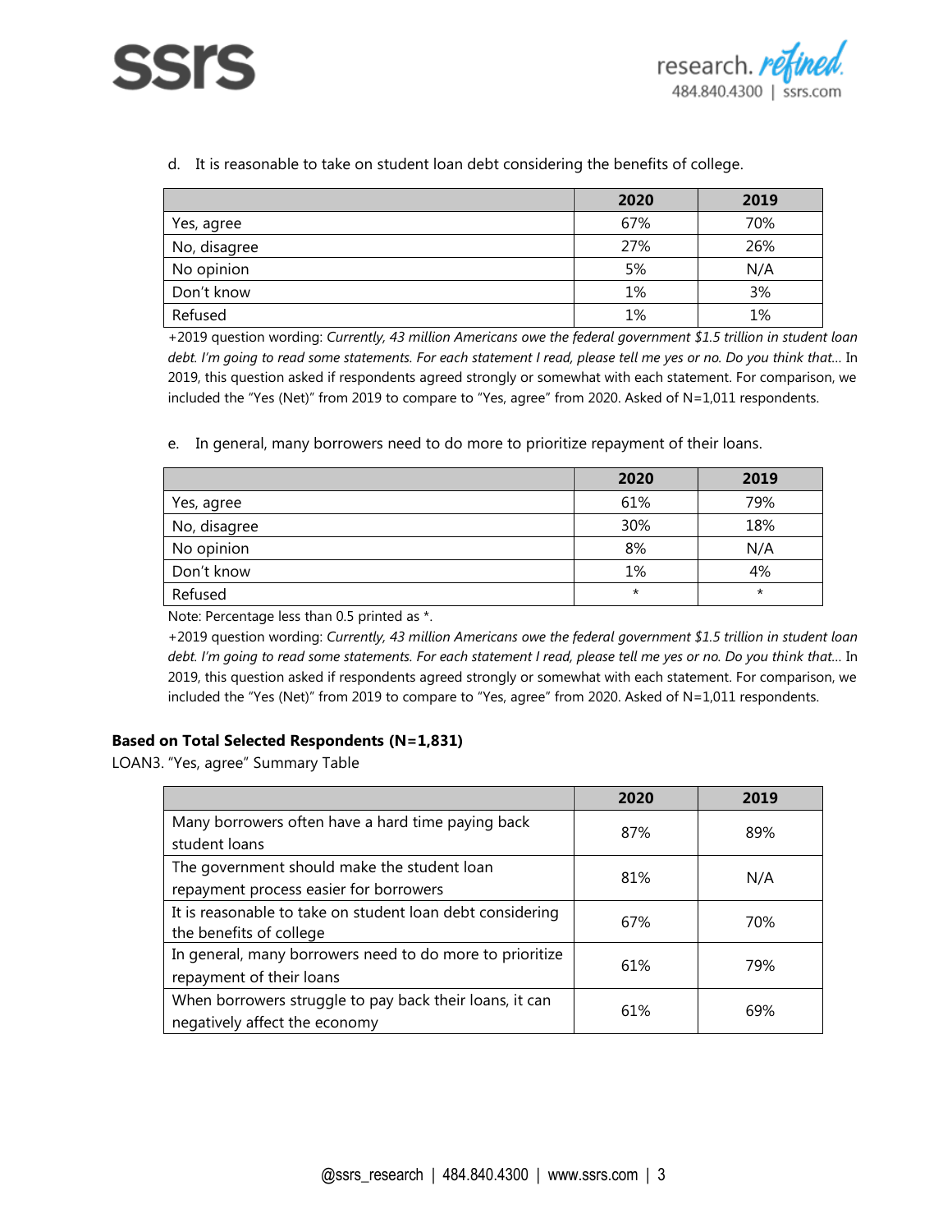d. It is reasonable to take on student loan debt considering the benefits of college.

| | 2020 | 2019 |
|---|---|---|
| Yes, agree | 67% | 70% |
| No, disagree | 27% | 26% |
| No opinion | 5% | N/A |
| Don't know | 1% | 3% |
| Refused | 1% | 1% |

+2019 question wording: *Currently, 43 million Americans owe the federal government $1.5 trillion in student loan debt. I'm going to read some statements. For each statement I read, please tell me yes or no. Do you think that...* In 2019, this question asked if respondents agreed strongly or somewhat with each statement. For comparison, we included the "Yes (Net)" from 2019 to compare to "Yes, agree" from 2020. Asked of N=1,011 respondents.

e. In general, many borrowers need to do more to prioritize repayment of their loans.

| | 2020 | 2019 |
|---|---|---|
| Yes, agree | 61% | 79% |
| No, disagree | 30% | 18% |
| No opinion | 8% | N/A |
| Don't know | 1% | 4% |
| Refused | * | * |

Note: Percentage less than 0.5 printed as *.

+2019 question wording: *Currently, 43 million Americans owe the federal government $1.5 trillion in student loan debt. I'm going to read some statements. For each statement I read, please tell me yes or no. Do you think that...* In 2019, this question asked if respondents agreed strongly or somewhat with each statement. For comparison, we included the "Yes (Net)" from 2019 to compare to "Yes, agree" from 2020. Asked of N=1,011 respondents.

**Based on Total Selected Respondents (N=1,831)**

LOAN3. "Yes, agree" Summary Table

| | 2020 | 2019 |
|---|---|---|
| Many borrowers often have a hard time paying back student loans | 87% | 89% |
| The government should make the student loan repayment process easier for borrowers | 81% | N/A |
| It is reasonable to take on student loan debt considering the benefits of college | 67% | 70% |
| In general, many borrowers need to do more to prioritize repayment of their loans | 61% | 79% |
| When borrowers struggle to pay back their loans, it can negatively affect the economy | 61% | 69% |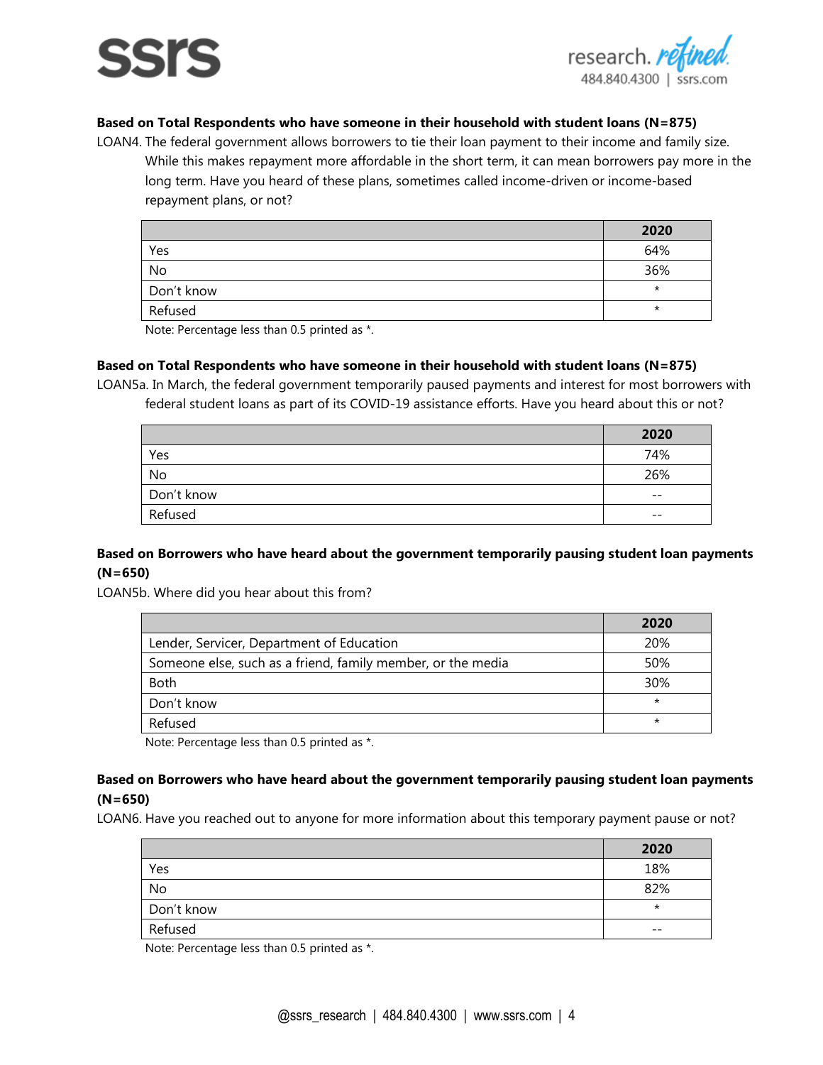**Based on Total Respondents who have someone in their household with student loans (N=875)**

LOAN4. The federal government allows borrowers to tie their loan payment to their income and family size. While this makes repayment more affordable in the short term, it can mean borrowers pay more in the long term. Have you heard of these plans, sometimes called income-driven or income-based repayment plans, or not?

| | 2020 |
|---|---|
| Yes | 64% |
| No | 36% |
| Don't know | * |
| Refused | * |

Note: Percentage less than 0.5 printed as *.

**Based on Total Respondents who have someone in their household with student loans (N=875)**

LOAN5a. In March, the federal government temporarily paused payments and interest for most borrowers with federal student loans as part of its COVID-19 assistance efforts. Have you heard about this or not?

| | 2020 |
|---|---|
| Yes | 74% |
| No | 26% |
| Don't know | -- |
| Refused | -- |

**Based on Borrowers who have heard about the government temporarily pausing student loan payments (N=650)**

LOAN5b. Where did you hear about this from?

| | 2020 |
|---|---|
| Lender, Servicer, Department of Education | 20% |
| Someone else, such as a friend, family member, or the media | 50% |
| Both | 30% |
| Don't know | * |
| Refused | * |

Note: Percentage less than 0.5 printed as *.

**Based on Borrowers who have heard about the government temporarily pausing student loan payments (N=650)**

LOAN6. Have you reached out to anyone for more information about this temporary payment pause or not?

| | 2020 |
|---|---|
| Yes | 18% |
| No | 82% |
| Don't know | * |
| Refused | -- |

Note: Percentage less than 0.5 printed as *.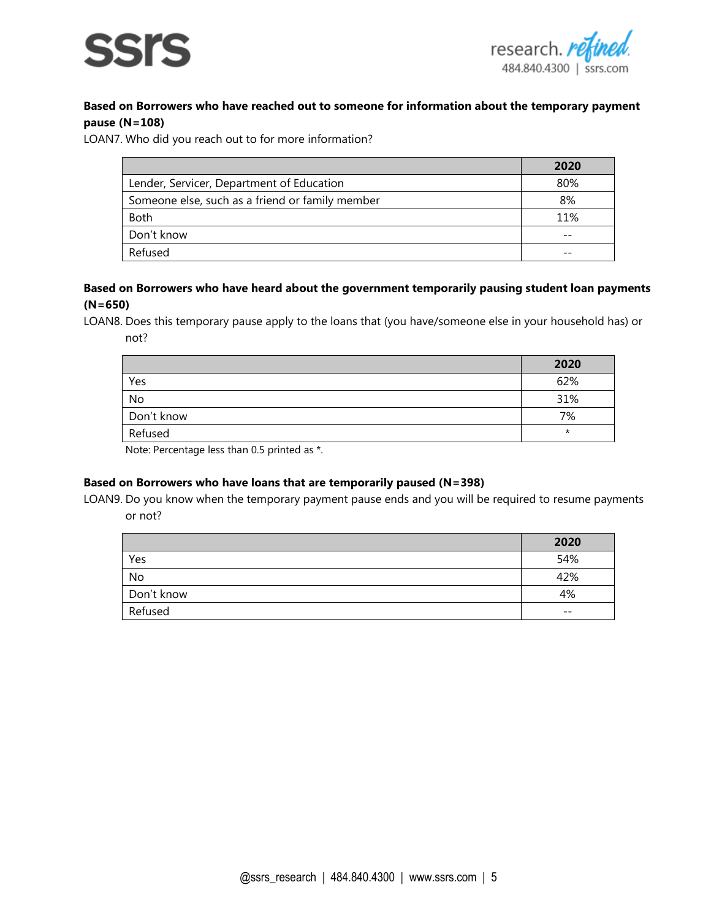**Based on Borrowers who have reached out to someone for information about the temporary payment pause (N=108)**

LOAN7. Who did you reach out to for more information?

| | 2020 |
|---|---|
| Lender, Servicer, Department of Education | 80% |
| Someone else, such as a friend or family member | 8% |
| Both | 11% |
| Don't know | -- |
| Refused | -- |

**Based on Borrowers who have heard about the government temporarily pausing student loan payments (N=650)**

LOAN8. Does this temporary pause apply to the loans that (you have/someone else in your household has) or not?

| | 2020 |
|---|---|
| Yes | 62% |
| No | 31% |
| Don't know | 7% |
| Refused | * |

Note: Percentage less than 0.5 printed as *.

**Based on Borrowers who have loans that are temporarily paused (N=398)**

LOAN9. Do you know when the temporary payment pause ends and you will be required to resume payments or not?

| | 2020 |
|---|---|
| Yes | 54% |
| No | 42% |
| Don't know | 4% |
| Refused | -- |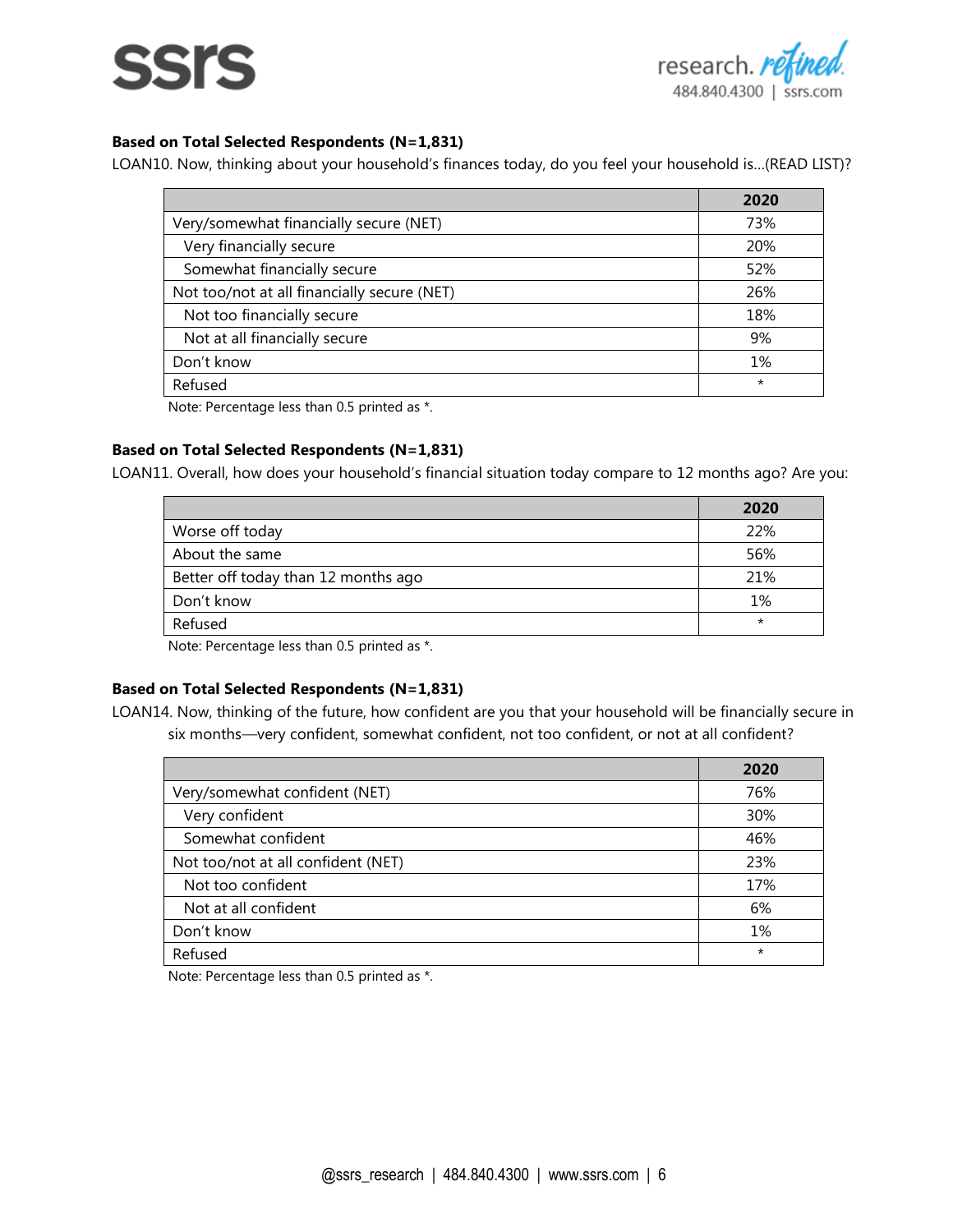**Based on Total Selected Respondents (N=1,831)**

LOAN10. Now, thinking about your household's finances today, do you feel your household is...(READ LIST)?

| | 2020 |
|---|---|
| Very/somewhat financially secure (NET) | 73% |
| Very financially secure | 20% |
| Somewhat financially secure | 52% |
| Not too/not at all financially secure (NET) | 26% |
| Not too financially secure | 18% |
| Not at all financially secure | 9% |
| Don't know | 1% |
| Refused | * |

Note: Percentage less than 0.5 printed as *.

**Based on Total Selected Respondents (N=1,831)**

LOAN11. Overall, how does your household's financial situation today compare to 12 months ago? Are you:

| | 2020 |
|---|---|
| Worse off today | 22% |
| About the same | 56% |
| Better off today than 12 months ago | 21% |
| Don't know | 1% |
| Refused | * |

Note: Percentage less than 0.5 printed as *.

**Based on Total Selected Respondents (N=1,831)**

LOAN14. Now, thinking of the future, how confident are you that your household will be financially secure in six months—very confident, somewhat confident, not too confident, or not at all confident?

| | 2020 |
|---|---|
| Very/somewhat confident (NET) | 76% |
| Very confident | 30% |
| Somewhat confident | 46% |
| Not too/not at all confident (NET) | 23% |
| Not too confident | 17% |
| Not at all confident | 6% |
| Don't know | 1% |
| Refused | * |

Note: Percentage less than 0.5 printed as *.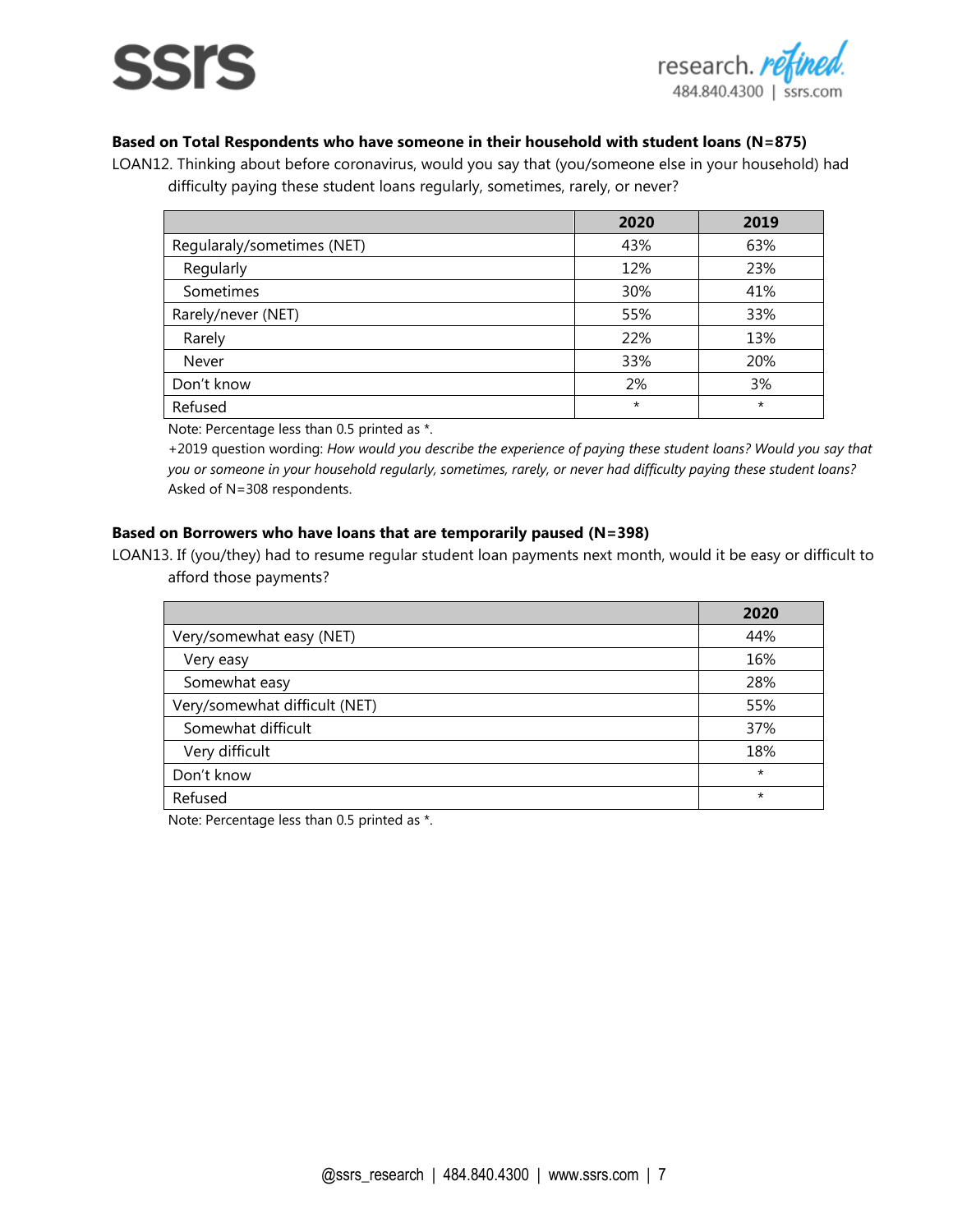**Based on Total Respondents who have someone in their household with student loans (N=875)**

LOAN12. Thinking about before coronavirus, would you say that (you/someone else in your household) had difficulty paying these student loans regularly, sometimes, rarely, or never?

| | 2020 | 2019 |
|---|---|---|
| Regularaly/sometimes (NET) | 43% | 63% |
| Regularly | 12% | 23% |
| Sometimes | 30% | 41% |
| Rarely/never (NET) | 55% | 33% |
| Rarely | 22% | 13% |
| Never | 33% | 20% |
| Don't know | 2% | 3% |
| Refused | * | * |

Note: Percentage less than 0.5 printed as *.

+2019 question wording: *How would you describe the experience of paying these student loans? Would you say that you or someone in your household regularly, sometimes, rarely, or never had difficulty paying these student loans?* Asked of N=308 respondents.

**Based on Borrowers who have loans that are temporarily paused (N=398)**

LOAN13. If (you/they) had to resume regular student loan payments next month, would it be easy or difficult to afford those payments?

| | 2020 |
|---|---|
| Very/somewhat easy (NET) | 44% |
| Very easy | 16% |
| Somewhat easy | 28% |
| Very/somewhat difficult (NET) | 55% |
| Somewhat difficult | 37% |
| Very difficult | 18% |
| Don't know | * |
| Refused | * |

Note: Percentage less than 0.5 printed as *.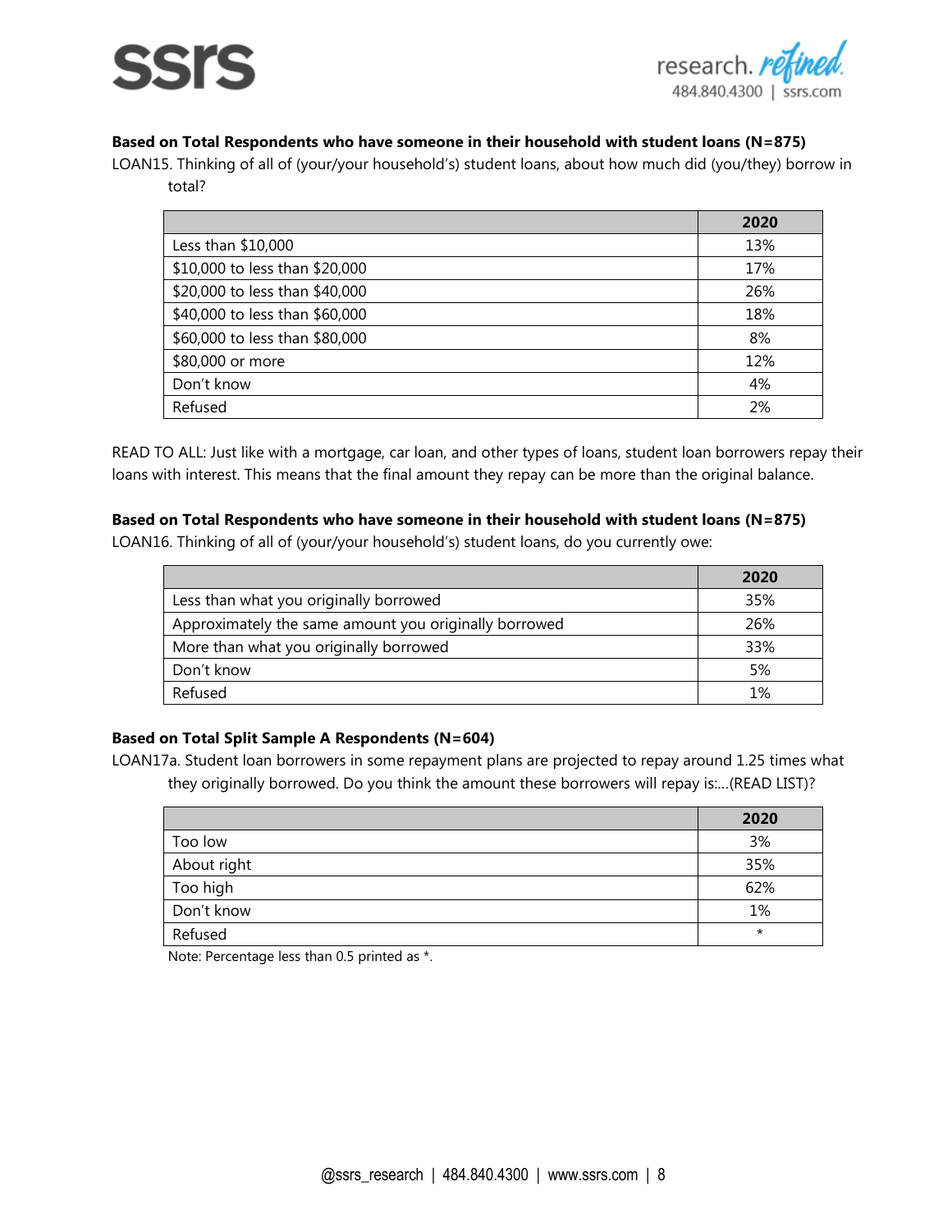**Based on Total Respondents who have someone in their household with student loans (N=875)**

LOAN15. Thinking of all of (your/your household's) student loans, about how much did (you/they) borrow in total?

| | 2020 |
|---|---|
| Less than $10,000 | 13% |
| $10,000 to less than $20,000 | 17% |
| $20,000 to less than $40,000 | 26% |
| $40,000 to less than $60,000 | 18% |
| $60,000 to less than $80,000 | 8% |
| $80,000 or more | 12% |
| Don't know | 4% |
| Refused | 2% |

READ TO ALL: Just like with a mortgage, car loan, and other types of loans, student loan borrowers repay their loans with interest. This means that the final amount they repay can be more than the original balance.

**Based on Total Respondents who have someone in their household with student loans (N=875)**

LOAN16. Thinking of all of (your/your household's) student loans, do you currently owe:

| | 2020 |
|---|---|
| Less than what you originally borrowed | 35% |
| Approximately the same amount you originally borrowed | 26% |
| More than what you originally borrowed | 33% |
| Don't know | 5% |
| Refused | 1% |

**Based on Total Split Sample A Respondents (N=604)**

LOAN17a. Student loan borrowers in some repayment plans are projected to repay around 1.25 times what they originally borrowed. Do you think the amount these borrowers will repay is:...(READ LIST)?

| | 2020 |
|---|---|
| Too low | 3% |
| About right | 35% |
| Too high | 62% |
| Don't know | 1% |
| Refused | * |

Note: Percentage less than 0.5 printed as *.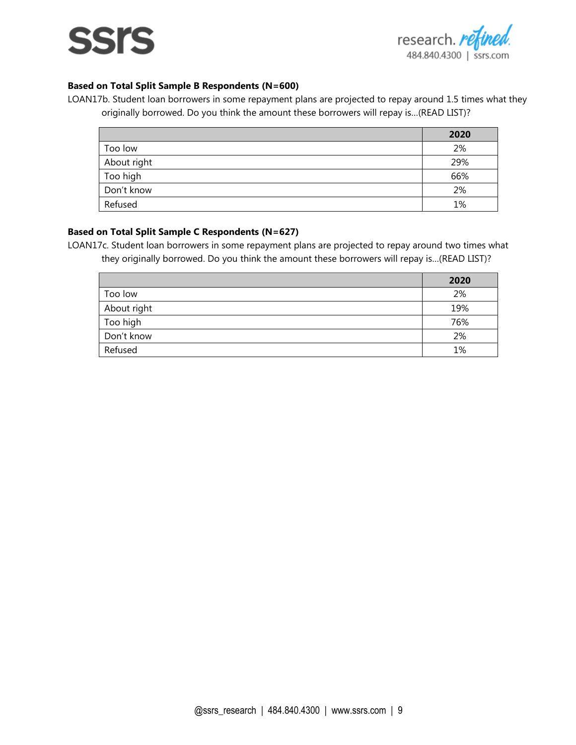**Based on Total Split Sample B Respondents (N=600)**

LOAN17b. Student loan borrowers in some repayment plans are projected to repay around 1.5 times what they originally borrowed. Do you think the amount these borrowers will repay is…(READ LIST)?

| | 2020 |
|---|---|
| Too low | 2% |
| About right | 29% |
| Too high | 66% |
| Don't know | 2% |
| Refused | 1% |

**Based on Total Split Sample C Respondents (N=627)**

LOAN17c. Student loan borrowers in some repayment plans are projected to repay around two times what they originally borrowed. Do you think the amount these borrowers will repay is…(READ LIST)?

| | 2020 |
|---|---|
| Too low | 2% |
| About right | 19% |
| Too high | 76% |
| Don't know | 2% |
| Refused | 1% |